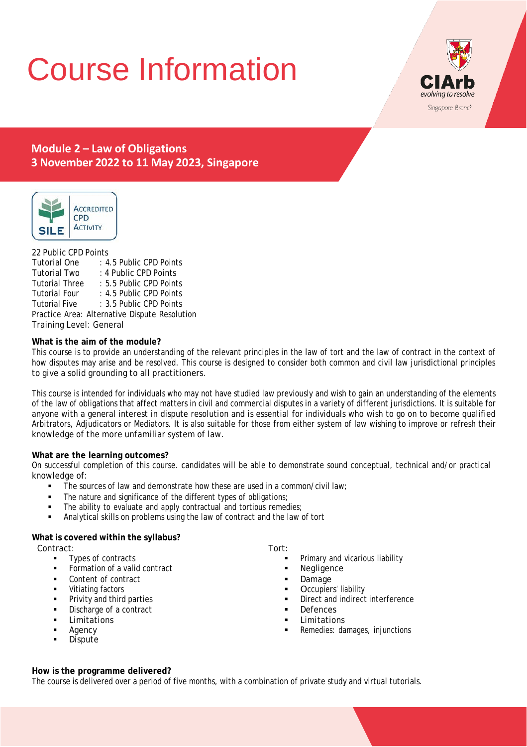# Course Information

CIArb
evolving to resolve
Singapore Branch

## Module 2 – Law of Obligations
## 3 November 2022 to 11 May 2023, Singapore

SILE Accredited CPD Activity

22 Public CPD Points
Tutorial One : 4.5 Public CPD Points
Tutorial Two : 4 Public CPD Points
Tutorial Three : 5.5 Public CPD Points
Tutorial Four : 4.5 Public CPD Points
Tutorial Five : 3.5 Public CPD Points
Practice Area: Alternative Dispute Resolution
Training Level: General

**What is the aim of the module?**

This course is to provide an understanding of the relevant principles in the law of tort and the law of contract in the context of how disputes may arise and be resolved. This course is designed to consider both common and civil law jurisdictional principles to give a solid grounding to all practitioners.

This course is intended for individuals who may not have studied law previously and wish to gain an understanding of the elements of the law of obligations that affect matters in civil and commercial disputes in a variety of different jurisdictions. It is suitable for anyone with a general interest in dispute resolution and is essential for individuals who wish to go on to become qualified Arbitrators, Adjudicators or Mediators. It is also suitable for those from either system of law wishing to improve or refresh their knowledge of the more unfamiliar system of law.

**What are the learning outcomes?**

On successful completion of this course. candidates will be able to demonstrate sound conceptual, technical and/or practical knowledge of:

- The sources of law and demonstrate how these are used in a common/civil law;
- The nature and significance of the different types of obligations;
- The ability to evaluate and apply contractual and tortious remedies;
- Analytical skills on problems using the law of contract and the law of tort

**What is covered within the syllabus?**

Contract:

- Types of contracts
- Formation of a valid contract
- Content of contract
- Vitiating factors
- Privity and third parties
- Discharge of a contract
- Limitations
- Agency
- Dispute

Tort:

- Primary and vicarious liability
- Negligence
- Damage
- Occupiers' liability
- Direct and indirect interference
- Defences
- Limitations
- Remedies: damages, injunctions

**How is the programme delivered?**

The course is delivered over a period of five months, with a combination of private study and virtual tutorials.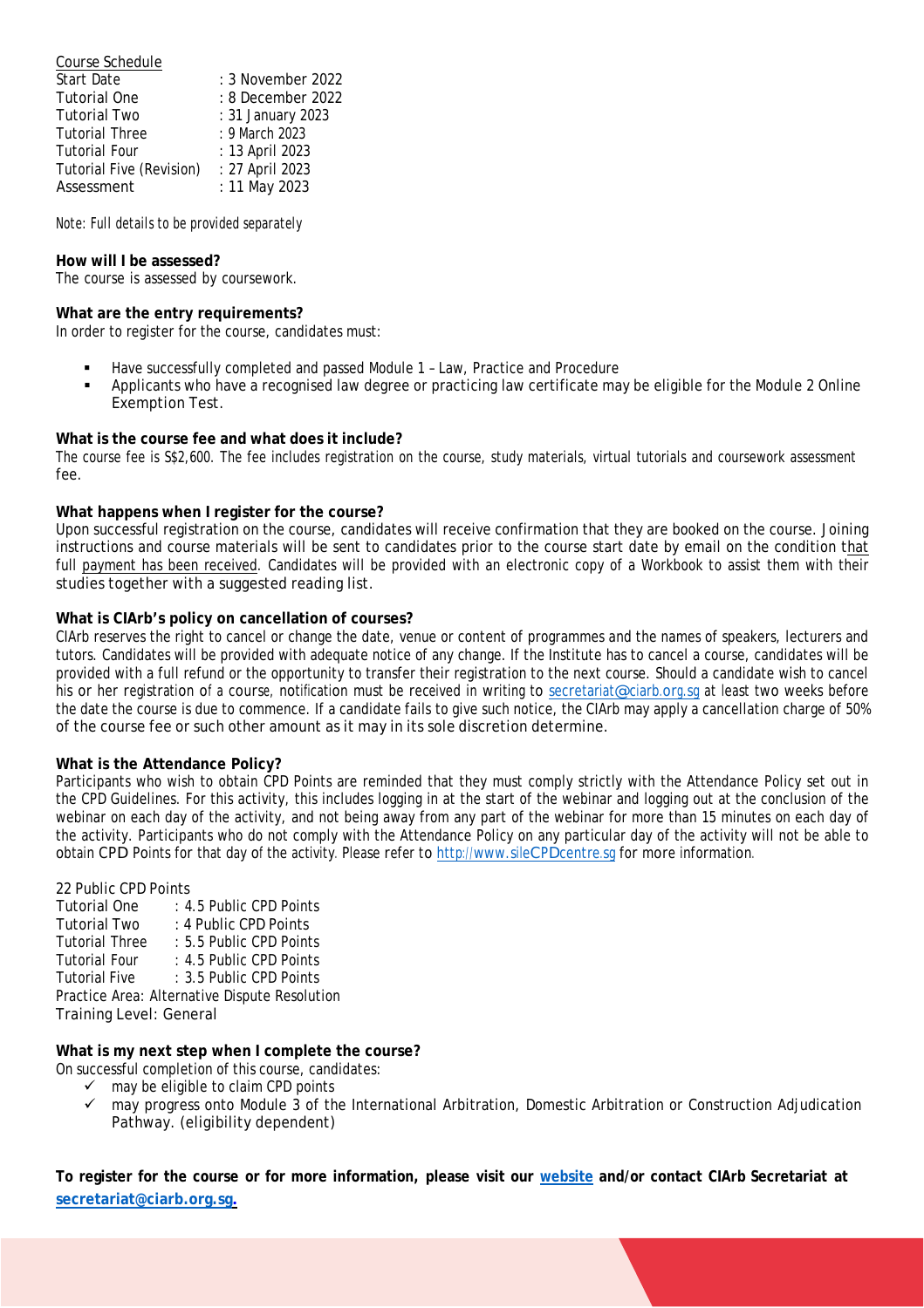Course Schedule

| | |
|---|---|
| Start Date | : 3 November 2022 |
| Tutorial One | : 8 December 2022 |
| Tutorial Two | : 31 January 2023 |
| Tutorial Three | : 9 March 2023 |
| Tutorial Four | : 13 April 2023 |
| Tutorial Five (Revision) | : 27 April 2023 |
| Assessment | : 11 May 2023 |

*Note: Full details to be provided separately*

**How will I be assessed?**

The course is assessed by coursework.

**What are the entry requirements?**

In order to register for the course, candidates must:

- Have successfully completed and passed Module 1 – Law, Practice and Procedure
- Applicants who have a recognised law degree or practicing law certificate may be eligible for the Module 2 Online Exemption Test.

**What is the course fee and what does it include?**

The course fee is S$2,600. The fee includes registration on the course, study materials, virtual tutorials and coursework assessment fee.

**What happens when I register for the course?**

Upon successful registration on the course, candidates will receive confirmation that they are booked on the course. Joining instructions and course materials will be sent to candidates prior to the course start date by email on the condition that full payment has been received. Candidates will be provided with an electronic copy of a Workbook to assist them with their studies together with a suggested reading list.

**What is CIArb's policy on cancellation of courses?**

CIArb reserves the right to cancel or change the date, venue or content of programmes and the names of speakers, lecturers and tutors. Candidates will be provided with adequate notice of any change. If the Institute has to cancel a course, candidates will be provided with a full refund or the opportunity to transfer their registration to the next course. Should a candidate wish to cancel his or her registration of a course, notification must be received in writing to secretariat@ciarb.org.sg at least two weeks before the date the course is due to commence. If a candidate fails to give such notice, the CIArb may apply a cancellation charge of 50% of the course fee or such other amount as it may in its sole discretion determine.

**What is the Attendance Policy?**

Participants who wish to obtain CPD Points are reminded that they must comply strictly with the Attendance Policy set out in the CPD Guidelines. For this activity, this includes logging in at the start of the webinar and logging out at the conclusion of the webinar on each day of the activity, and not being away from any part of the webinar for more than 15 minutes on each day of the activity. Participants who do not comply with the Attendance Policy on any particular day of the activity will not be able to obtain CPD Points for that day of the activity. Please refer to http://www.sileCPDcentre.sg for more information.

22 Public CPD Points

| | |
|---|---|
| Tutorial One | : 4.5 Public CPD Points |
| Tutorial Two | : 4 Public CPD Points |
| Tutorial Three | : 5.5 Public CPD Points |
| Tutorial Four | : 4.5 Public CPD Points |
| Tutorial Five | : 3.5 Public CPD Points |

Practice Area: Alternative Dispute Resolution

Training Level: General

**What is my next step when I complete the course?**

On successful completion of this course, candidates:

- ✓ may be eligible to claim CPD points
- ✓ may progress onto Module 3 of the International Arbitration, Domestic Arbitration or Construction Adjudication Pathway. (eligibility dependent)

**To register for the course or for more information, please visit our [website](#) and/or contact CIArb Secretariat at secretariat@ciarb.org.sg.**